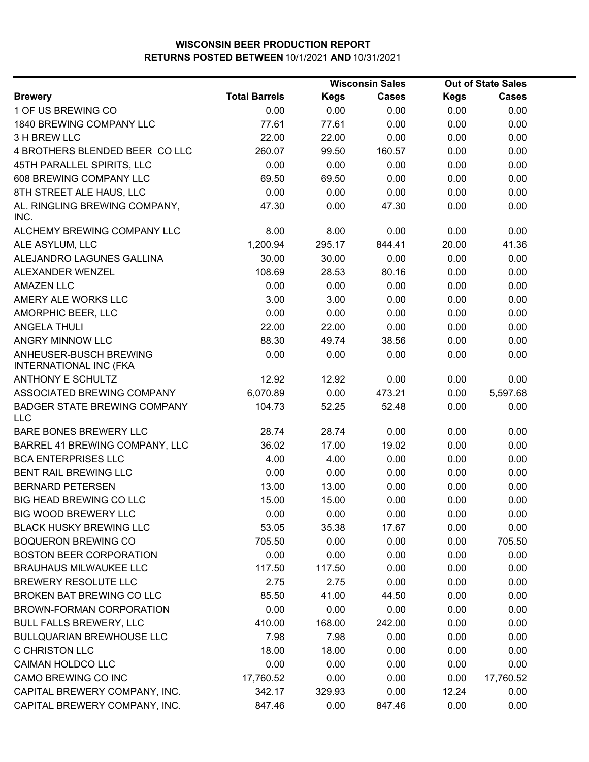# WISCONSIN BEER PRODUCTION REPORT

## RETURNS POSTED BETWEEN 10/1/2021 AND 10/31/2021

| Brewery | Total Barrels | Wisconsin Sales | | Out of State Sales | |
|---|---|---|---|---|---|
| | | Kegs | Cases | Kegs | Cases |
| 1 OF US BREWING CO | 0.00 | 0.00 | 0.00 | 0.00 | 0.00 |
| 1840 BREWING COMPANY LLC | 77.61 | 77.61 | 0.00 | 0.00 | 0.00 |
| 3 H BREW LLC | 22.00 | 22.00 | 0.00 | 0.00 | 0.00 |
| 4 BROTHERS BLENDED BEER CO LLC | 260.07 | 99.50 | 160.57 | 0.00 | 0.00 |
| 45TH PARALLEL SPIRITS, LLC | 0.00 | 0.00 | 0.00 | 0.00 | 0.00 |
| 608 BREWING COMPANY LLC | 69.50 | 69.50 | 0.00 | 0.00 | 0.00 |
| 8TH STREET ALE HAUS, LLC | 0.00 | 0.00 | 0.00 | 0.00 | 0.00 |
| AL. RINGLING BREWING COMPANY, INC. | 47.30 | 0.00 | 47.30 | 0.00 | 0.00 |
| ALCHEMY BREWING COMPANY LLC | 8.00 | 8.00 | 0.00 | 0.00 | 0.00 |
| ALE ASYLUM, LLC | 1,200.94 | 295.17 | 844.41 | 20.00 | 41.36 |
| ALEJANDRO LAGUNES GALLINA | 30.00 | 30.00 | 0.00 | 0.00 | 0.00 |
| ALEXANDER WENZEL | 108.69 | 28.53 | 80.16 | 0.00 | 0.00 |
| AMAZEN LLC | 0.00 | 0.00 | 0.00 | 0.00 | 0.00 |
| AMERY ALE WORKS LLC | 3.00 | 3.00 | 0.00 | 0.00 | 0.00 |
| AMORPHIC BEER, LLC | 0.00 | 0.00 | 0.00 | 0.00 | 0.00 |
| ANGELA THULI | 22.00 | 22.00 | 0.00 | 0.00 | 0.00 |
| ANGRY MINNOW LLC | 88.30 | 49.74 | 38.56 | 0.00 | 0.00 |
| ANHEUSER-BUSCH BREWING INTERNATIONAL INC (FKA | 0.00 | 0.00 | 0.00 | 0.00 | 0.00 |
| ANTHONY E SCHULTZ | 12.92 | 12.92 | 0.00 | 0.00 | 0.00 |
| ASSOCIATED BREWING COMPANY | 6,070.89 | 0.00 | 473.21 | 0.00 | 5,597.68 |
| BADGER STATE BREWING COMPANY LLC | 104.73 | 52.25 | 52.48 | 0.00 | 0.00 |
| BARE BONES BREWERY LLC | 28.74 | 28.74 | 0.00 | 0.00 | 0.00 |
| BARREL 41 BREWING COMPANY, LLC | 36.02 | 17.00 | 19.02 | 0.00 | 0.00 |
| BCA ENTERPRISES LLC | 4.00 | 4.00 | 0.00 | 0.00 | 0.00 |
| BENT RAIL BREWING LLC | 0.00 | 0.00 | 0.00 | 0.00 | 0.00 |
| BERNARD PETERSEN | 13.00 | 13.00 | 0.00 | 0.00 | 0.00 |
| BIG HEAD BREWING CO LLC | 15.00 | 15.00 | 0.00 | 0.00 | 0.00 |
| BIG WOOD BREWERY LLC | 0.00 | 0.00 | 0.00 | 0.00 | 0.00 |
| BLACK HUSKY BREWING LLC | 53.05 | 35.38 | 17.67 | 0.00 | 0.00 |
| BOQUERON BREWING CO | 705.50 | 0.00 | 0.00 | 0.00 | 705.50 |
| BOSTON BEER CORPORATION | 0.00 | 0.00 | 0.00 | 0.00 | 0.00 |
| BRAUHAUS MILWAUKEE LLC | 117.50 | 117.50 | 0.00 | 0.00 | 0.00 |
| BREWERY RESOLUTE LLC | 2.75 | 2.75 | 0.00 | 0.00 | 0.00 |
| BROKEN BAT BREWING CO LLC | 85.50 | 41.00 | 44.50 | 0.00 | 0.00 |
| BROWN-FORMAN CORPORATION | 0.00 | 0.00 | 0.00 | 0.00 | 0.00 |
| BULL FALLS BREWERY, LLC | 410.00 | 168.00 | 242.00 | 0.00 | 0.00 |
| BULLQUARIAN BREWHOUSE LLC | 7.98 | 7.98 | 0.00 | 0.00 | 0.00 |
| C CHRISTON LLC | 18.00 | 18.00 | 0.00 | 0.00 | 0.00 |
| CAIMAN HOLDCO LLC | 0.00 | 0.00 | 0.00 | 0.00 | 0.00 |
| CAMO BREWING CO INC | 17,760.52 | 0.00 | 0.00 | 0.00 | 17,760.52 |
| CAPITAL BREWERY COMPANY, INC. | 342.17 | 329.93 | 0.00 | 12.24 | 0.00 |
| CAPITAL BREWERY COMPANY, INC. | 847.46 | 0.00 | 847.46 | 0.00 | 0.00 |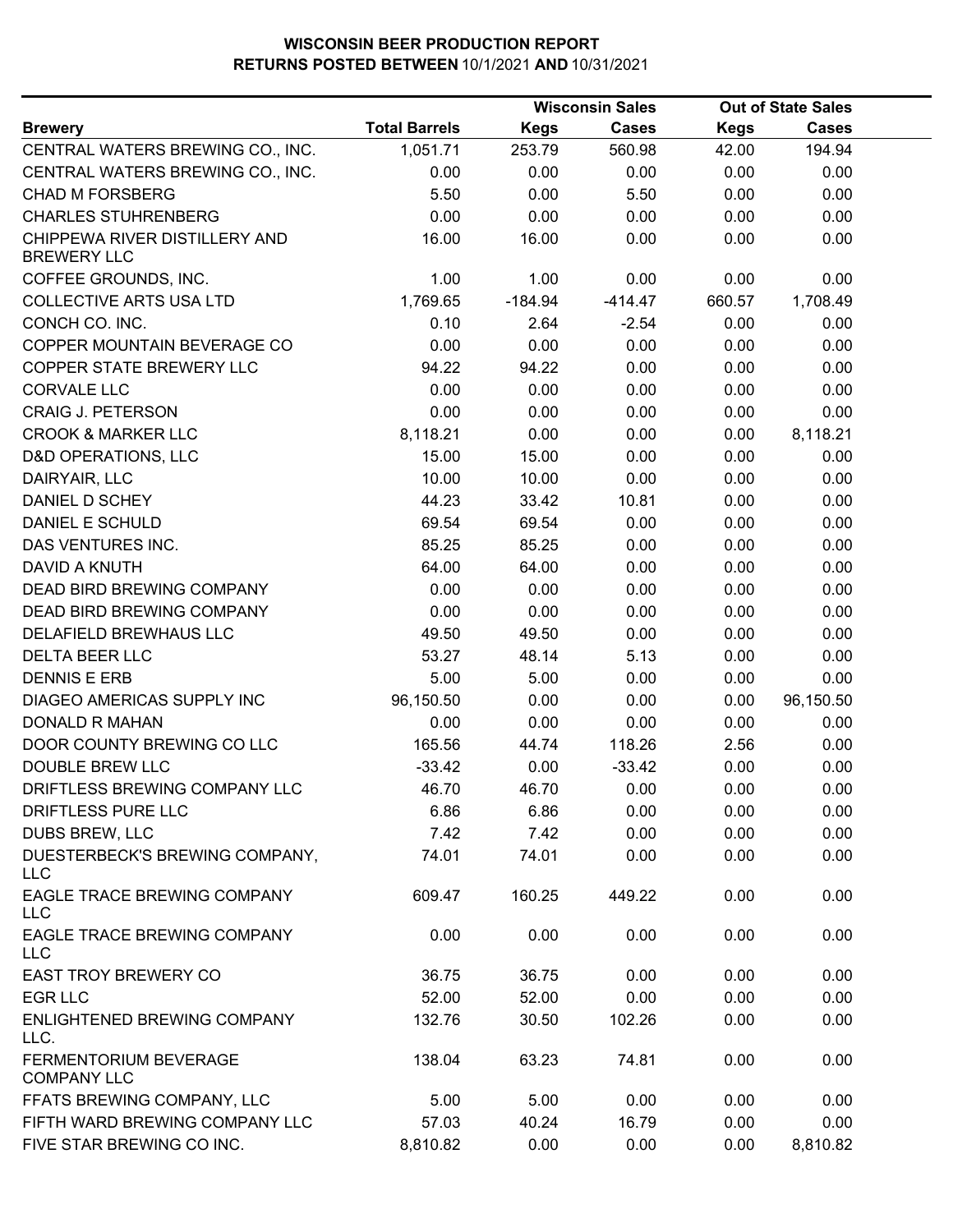# WISCONSIN BEER PRODUCTION REPORT
## RETURNS POSTED BETWEEN 10/1/2021 AND 10/31/2021

| Brewery | Total Barrels | Wisconsin Sales | | Out of State Sales | |
|---|---|---|---|---|---|
| | | Kegs | Cases | Kegs | Cases |
| CENTRAL WATERS BREWING CO., INC. | 1,051.71 | 253.79 | 560.98 | 42.00 | 194.94 |
| CENTRAL WATERS BREWING CO., INC. | 0.00 | 0.00 | 0.00 | 0.00 | 0.00 |
| CHAD M FORSBERG | 5.50 | 0.00 | 5.50 | 0.00 | 0.00 |
| CHARLES STUHRENBERG | 0.00 | 0.00 | 0.00 | 0.00 | 0.00 |
| CHIPPEWA RIVER DISTILLERY AND BREWERY LLC | 16.00 | 16.00 | 0.00 | 0.00 | 0.00 |
| COFFEE GROUNDS, INC. | 1.00 | 1.00 | 0.00 | 0.00 | 0.00 |
| COLLECTIVE ARTS USA LTD | 1,769.65 | -184.94 | -414.47 | 660.57 | 1,708.49 |
| CONCH CO. INC. | 0.10 | 2.64 | -2.54 | 0.00 | 0.00 |
| COPPER MOUNTAIN BEVERAGE CO | 0.00 | 0.00 | 0.00 | 0.00 | 0.00 |
| COPPER STATE BREWERY LLC | 94.22 | 94.22 | 0.00 | 0.00 | 0.00 |
| CORVALE LLC | 0.00 | 0.00 | 0.00 | 0.00 | 0.00 |
| CRAIG J. PETERSON | 0.00 | 0.00 | 0.00 | 0.00 | 0.00 |
| CROOK & MARKER LLC | 8,118.21 | 0.00 | 0.00 | 0.00 | 8,118.21 |
| D&D OPERATIONS, LLC | 15.00 | 15.00 | 0.00 | 0.00 | 0.00 |
| DAIRYAIR, LLC | 10.00 | 10.00 | 0.00 | 0.00 | 0.00 |
| DANIEL D SCHEY | 44.23 | 33.42 | 10.81 | 0.00 | 0.00 |
| DANIEL E SCHULD | 69.54 | 69.54 | 0.00 | 0.00 | 0.00 |
| DAS VENTURES INC. | 85.25 | 85.25 | 0.00 | 0.00 | 0.00 |
| DAVID A KNUTH | 64.00 | 64.00 | 0.00 | 0.00 | 0.00 |
| DEAD BIRD BREWING COMPANY | 0.00 | 0.00 | 0.00 | 0.00 | 0.00 |
| DEAD BIRD BREWING COMPANY | 0.00 | 0.00 | 0.00 | 0.00 | 0.00 |
| DELAFIELD BREWHAUS LLC | 49.50 | 49.50 | 0.00 | 0.00 | 0.00 |
| DELTA BEER LLC | 53.27 | 48.14 | 5.13 | 0.00 | 0.00 |
| DENNIS E ERB | 5.00 | 5.00 | 0.00 | 0.00 | 0.00 |
| DIAGEO AMERICAS SUPPLY INC | 96,150.50 | 0.00 | 0.00 | 0.00 | 96,150.50 |
| DONALD R MAHAN | 0.00 | 0.00 | 0.00 | 0.00 | 0.00 |
| DOOR COUNTY BREWING CO LLC | 165.56 | 44.74 | 118.26 | 2.56 | 0.00 |
| DOUBLE BREW LLC | -33.42 | 0.00 | -33.42 | 0.00 | 0.00 |
| DRIFTLESS BREWING COMPANY LLC | 46.70 | 46.70 | 0.00 | 0.00 | 0.00 |
| DRIFTLESS PURE LLC | 6.86 | 6.86 | 0.00 | 0.00 | 0.00 |
| DUBS BREW, LLC | 7.42 | 7.42 | 0.00 | 0.00 | 0.00 |
| DUESTERBECK'S BREWING COMPANY, LLC | 74.01 | 74.01 | 0.00 | 0.00 | 0.00 |
| EAGLE TRACE BREWING COMPANY LLC | 609.47 | 160.25 | 449.22 | 0.00 | 0.00 |
| EAGLE TRACE BREWING COMPANY LLC | 0.00 | 0.00 | 0.00 | 0.00 | 0.00 |
| EAST TROY BREWERY CO | 36.75 | 36.75 | 0.00 | 0.00 | 0.00 |
| EGR LLC | 52.00 | 52.00 | 0.00 | 0.00 | 0.00 |
| ENLIGHTENED BREWING COMPANY LLC. | 132.76 | 30.50 | 102.26 | 0.00 | 0.00 |
| FERMENTORIUM BEVERAGE COMPANY LLC | 138.04 | 63.23 | 74.81 | 0.00 | 0.00 |
| FFATS BREWING COMPANY, LLC | 5.00 | 5.00 | 0.00 | 0.00 | 0.00 |
| FIFTH WARD BREWING COMPANY LLC | 57.03 | 40.24 | 16.79 | 0.00 | 0.00 |
| FIVE STAR BREWING CO INC. | 8,810.82 | 0.00 | 0.00 | 0.00 | 8,810.82 |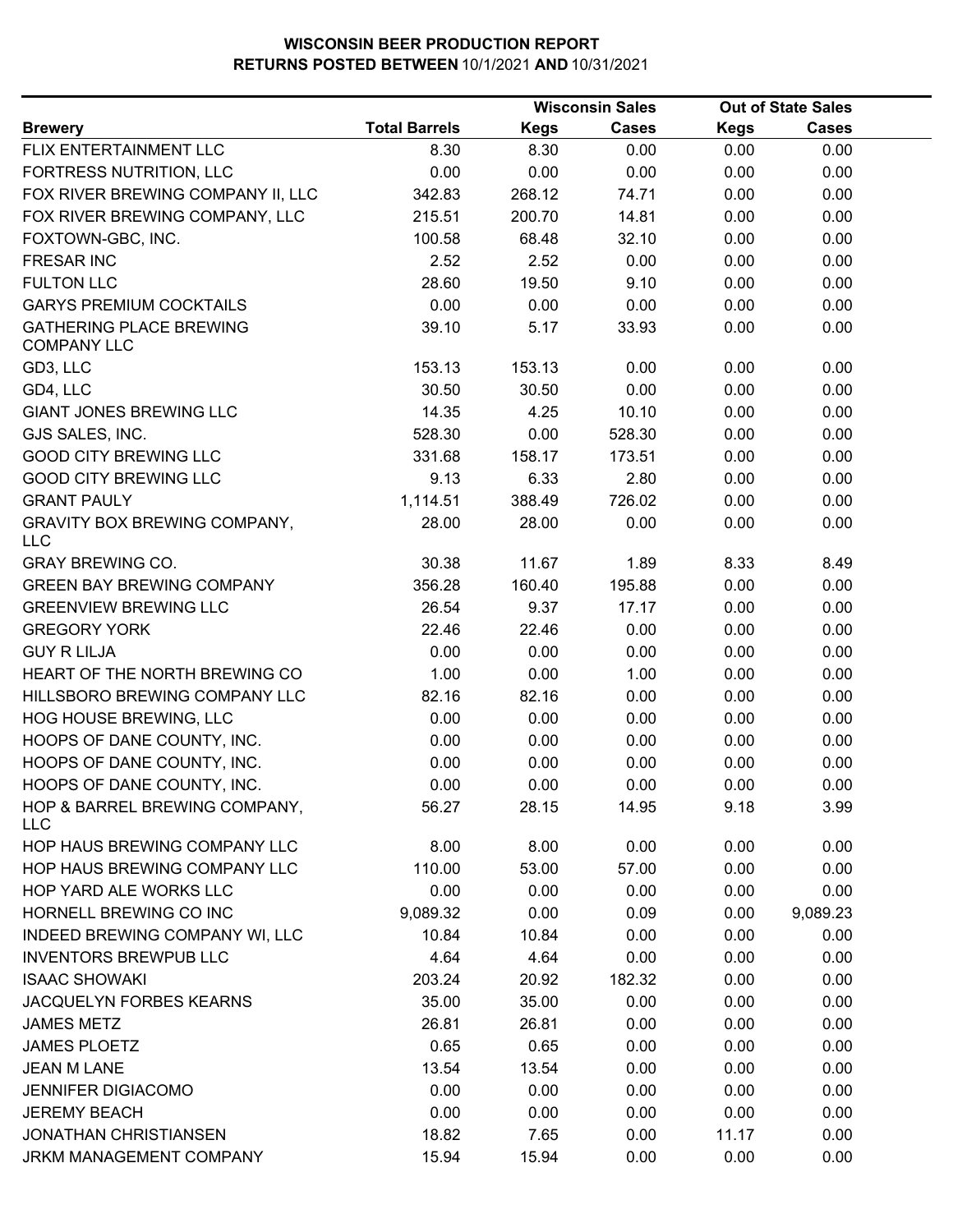# WISCONSIN BEER PRODUCTION REPORT
## RETURNS POSTED BETWEEN 10/1/2021 AND 10/31/2021

| | | Wisconsin Sales | | Out of State Sales | |
|---|---|---|---|---|---|
| **Brewery** | **Total Barrels** | **Kegs** | **Cases** | **Kegs** | **Cases** |
| FLIX ENTERTAINMENT LLC | 8.30 | 8.30 | 0.00 | 0.00 | 0.00 |
| FORTRESS NUTRITION, LLC | 0.00 | 0.00 | 0.00 | 0.00 | 0.00 |
| FOX RIVER BREWING COMPANY II, LLC | 342.83 | 268.12 | 74.71 | 0.00 | 0.00 |
| FOX RIVER BREWING COMPANY, LLC | 215.51 | 200.70 | 14.81 | 0.00 | 0.00 |
| FOXTOWN-GBC, INC. | 100.58 | 68.48 | 32.10 | 0.00 | 0.00 |
| FRESAR INC | 2.52 | 2.52 | 0.00 | 0.00 | 0.00 |
| FULTON LLC | 28.60 | 19.50 | 9.10 | 0.00 | 0.00 |
| GARYS PREMIUM COCKTAILS | 0.00 | 0.00 | 0.00 | 0.00 | 0.00 |
| GATHERING PLACE BREWING COMPANY LLC | 39.10 | 5.17 | 33.93 | 0.00 | 0.00 |
| GD3, LLC | 153.13 | 153.13 | 0.00 | 0.00 | 0.00 |
| GD4, LLC | 30.50 | 30.50 | 0.00 | 0.00 | 0.00 |
| GIANT JONES BREWING LLC | 14.35 | 4.25 | 10.10 | 0.00 | 0.00 |
| GJS SALES, INC. | 528.30 | 0.00 | 528.30 | 0.00 | 0.00 |
| GOOD CITY BREWING LLC | 331.68 | 158.17 | 173.51 | 0.00 | 0.00 |
| GOOD CITY BREWING LLC | 9.13 | 6.33 | 2.80 | 0.00 | 0.00 |
| GRANT PAULY | 1,114.51 | 388.49 | 726.02 | 0.00 | 0.00 |
| GRAVITY BOX BREWING COMPANY, LLC | 28.00 | 28.00 | 0.00 | 0.00 | 0.00 |
| GRAY BREWING CO. | 30.38 | 11.67 | 1.89 | 8.33 | 8.49 |
| GREEN BAY BREWING COMPANY | 356.28 | 160.40 | 195.88 | 0.00 | 0.00 |
| GREENVIEW BREWING LLC | 26.54 | 9.37 | 17.17 | 0.00 | 0.00 |
| GREGORY YORK | 22.46 | 22.46 | 0.00 | 0.00 | 0.00 |
| GUY R LILJA | 0.00 | 0.00 | 0.00 | 0.00 | 0.00 |
| HEART OF THE NORTH BREWING CO | 1.00 | 0.00 | 1.00 | 0.00 | 0.00 |
| HILLSBORO BREWING COMPANY LLC | 82.16 | 82.16 | 0.00 | 0.00 | 0.00 |
| HOG HOUSE BREWING, LLC | 0.00 | 0.00 | 0.00 | 0.00 | 0.00 |
| HOOPS OF DANE COUNTY, INC. | 0.00 | 0.00 | 0.00 | 0.00 | 0.00 |
| HOOPS OF DANE COUNTY, INC. | 0.00 | 0.00 | 0.00 | 0.00 | 0.00 |
| HOOPS OF DANE COUNTY, INC. | 0.00 | 0.00 | 0.00 | 0.00 | 0.00 |
| HOP & BARREL BREWING COMPANY, LLC | 56.27 | 28.15 | 14.95 | 9.18 | 3.99 |
| HOP HAUS BREWING COMPANY LLC | 8.00 | 8.00 | 0.00 | 0.00 | 0.00 |
| HOP HAUS BREWING COMPANY LLC | 110.00 | 53.00 | 57.00 | 0.00 | 0.00 |
| HOP YARD ALE WORKS LLC | 0.00 | 0.00 | 0.00 | 0.00 | 0.00 |
| HORNELL BREWING CO INC | 9,089.32 | 0.00 | 0.09 | 0.00 | 9,089.23 |
| INDEED BREWING COMPANY WI, LLC | 10.84 | 10.84 | 0.00 | 0.00 | 0.00 |
| INVENTORS BREWPUB LLC | 4.64 | 4.64 | 0.00 | 0.00 | 0.00 |
| ISAAC SHOWAKI | 203.24 | 20.92 | 182.32 | 0.00 | 0.00 |
| JACQUELYN FORBES KEARNS | 35.00 | 35.00 | 0.00 | 0.00 | 0.00 |
| JAMES METZ | 26.81 | 26.81 | 0.00 | 0.00 | 0.00 |
| JAMES PLOETZ | 0.65 | 0.65 | 0.00 | 0.00 | 0.00 |
| JEAN M LANE | 13.54 | 13.54 | 0.00 | 0.00 | 0.00 |
| JENNIFER DIGIACOMO | 0.00 | 0.00 | 0.00 | 0.00 | 0.00 |
| JEREMY BEACH | 0.00 | 0.00 | 0.00 | 0.00 | 0.00 |
| JONATHAN CHRISTIANSEN | 18.82 | 7.65 | 0.00 | 11.17 | 0.00 |
| JRKM MANAGEMENT COMPANY | 15.94 | 15.94 | 0.00 | 0.00 | 0.00 |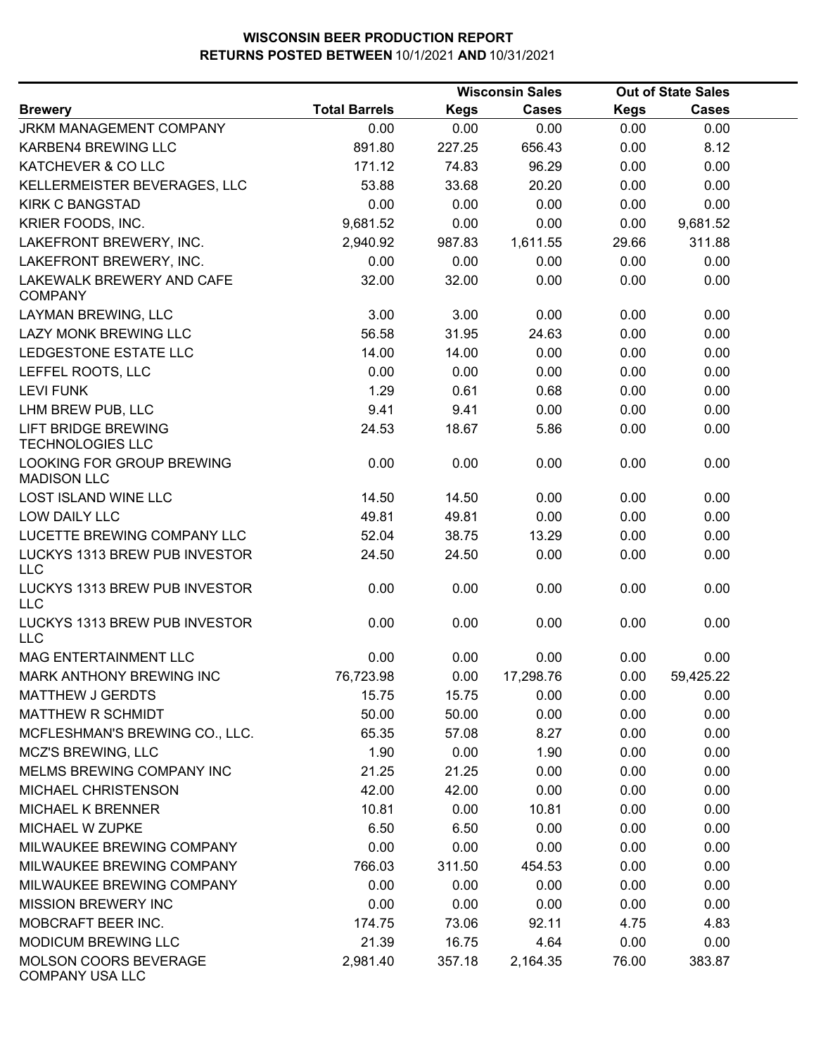# WISCONSIN BEER PRODUCTION REPORT
## RETURNS POSTED BETWEEN 10/1/2021 AND 10/31/2021

| Brewery | Total Barrels | Wisconsin Sales Kegs | Wisconsin Sales Cases | Out of State Sales Kegs | Out of State Sales Cases |
|---|---|---|---|---|---|
| JRKM MANAGEMENT COMPANY | 0.00 | 0.00 | 0.00 | 0.00 | 0.00 |
| KARBEN4 BREWING LLC | 891.80 | 227.25 | 656.43 | 0.00 | 8.12 |
| KATCHEVER & CO LLC | 171.12 | 74.83 | 96.29 | 0.00 | 0.00 |
| KELLERMEISTER BEVERAGES, LLC | 53.88 | 33.68 | 20.20 | 0.00 | 0.00 |
| KIRK C BANGSTAD | 0.00 | 0.00 | 0.00 | 0.00 | 0.00 |
| KRIER FOODS, INC. | 9,681.52 | 0.00 | 0.00 | 0.00 | 9,681.52 |
| LAKEFRONT BREWERY, INC. | 2,940.92 | 987.83 | 1,611.55 | 29.66 | 311.88 |
| LAKEFRONT BREWERY, INC. | 0.00 | 0.00 | 0.00 | 0.00 | 0.00 |
| LAKEWALK BREWERY AND CAFE COMPANY | 32.00 | 32.00 | 0.00 | 0.00 | 0.00 |
| LAYMAN BREWING, LLC | 3.00 | 3.00 | 0.00 | 0.00 | 0.00 |
| LAZY MONK BREWING LLC | 56.58 | 31.95 | 24.63 | 0.00 | 0.00 |
| LEDGESTONE ESTATE LLC | 14.00 | 14.00 | 0.00 | 0.00 | 0.00 |
| LEFFEL ROOTS, LLC | 0.00 | 0.00 | 0.00 | 0.00 | 0.00 |
| LEVI FUNK | 1.29 | 0.61 | 0.68 | 0.00 | 0.00 |
| LHM BREW PUB, LLC | 9.41 | 9.41 | 0.00 | 0.00 | 0.00 |
| LIFT BRIDGE BREWING TECHNOLOGIES LLC | 24.53 | 18.67 | 5.86 | 0.00 | 0.00 |
| LOOKING FOR GROUP BREWING MADISON LLC | 0.00 | 0.00 | 0.00 | 0.00 | 0.00 |
| LOST ISLAND WINE LLC | 14.50 | 14.50 | 0.00 | 0.00 | 0.00 |
| LOW DAILY LLC | 49.81 | 49.81 | 0.00 | 0.00 | 0.00 |
| LUCETTE BREWING COMPANY LLC | 52.04 | 38.75 | 13.29 | 0.00 | 0.00 |
| LUCKYS 1313 BREW PUB INVESTOR LLC | 24.50 | 24.50 | 0.00 | 0.00 | 0.00 |
| LUCKYS 1313 BREW PUB INVESTOR LLC | 0.00 | 0.00 | 0.00 | 0.00 | 0.00 |
| LUCKYS 1313 BREW PUB INVESTOR LLC | 0.00 | 0.00 | 0.00 | 0.00 | 0.00 |
| MAG ENTERTAINMENT LLC | 0.00 | 0.00 | 0.00 | 0.00 | 0.00 |
| MARK ANTHONY BREWING INC | 76,723.98 | 0.00 | 17,298.76 | 0.00 | 59,425.22 |
| MATTHEW J GERDTS | 15.75 | 15.75 | 0.00 | 0.00 | 0.00 |
| MATTHEW R SCHMIDT | 50.00 | 50.00 | 0.00 | 0.00 | 0.00 |
| MCFLESHMAN'S BREWING CO., LLC. | 65.35 | 57.08 | 8.27 | 0.00 | 0.00 |
| MCZ'S BREWING, LLC | 1.90 | 0.00 | 1.90 | 0.00 | 0.00 |
| MELMS BREWING COMPANY INC | 21.25 | 21.25 | 0.00 | 0.00 | 0.00 |
| MICHAEL CHRISTENSON | 42.00 | 42.00 | 0.00 | 0.00 | 0.00 |
| MICHAEL K BRENNER | 10.81 | 0.00 | 10.81 | 0.00 | 0.00 |
| MICHAEL W ZUPKE | 6.50 | 6.50 | 0.00 | 0.00 | 0.00 |
| MILWAUKEE BREWING COMPANY | 0.00 | 0.00 | 0.00 | 0.00 | 0.00 |
| MILWAUKEE BREWING COMPANY | 766.03 | 311.50 | 454.53 | 0.00 | 0.00 |
| MILWAUKEE BREWING COMPANY | 0.00 | 0.00 | 0.00 | 0.00 | 0.00 |
| MISSION BREWERY INC | 0.00 | 0.00 | 0.00 | 0.00 | 0.00 |
| MOBCRAFT BEER INC. | 174.75 | 73.06 | 92.11 | 4.75 | 4.83 |
| MODICUM BREWING LLC | 21.39 | 16.75 | 4.64 | 0.00 | 0.00 |
| MOLSON COORS BEVERAGE COMPANY USA LLC | 2,981.40 | 357.18 | 2,164.35 | 76.00 | 383.87 |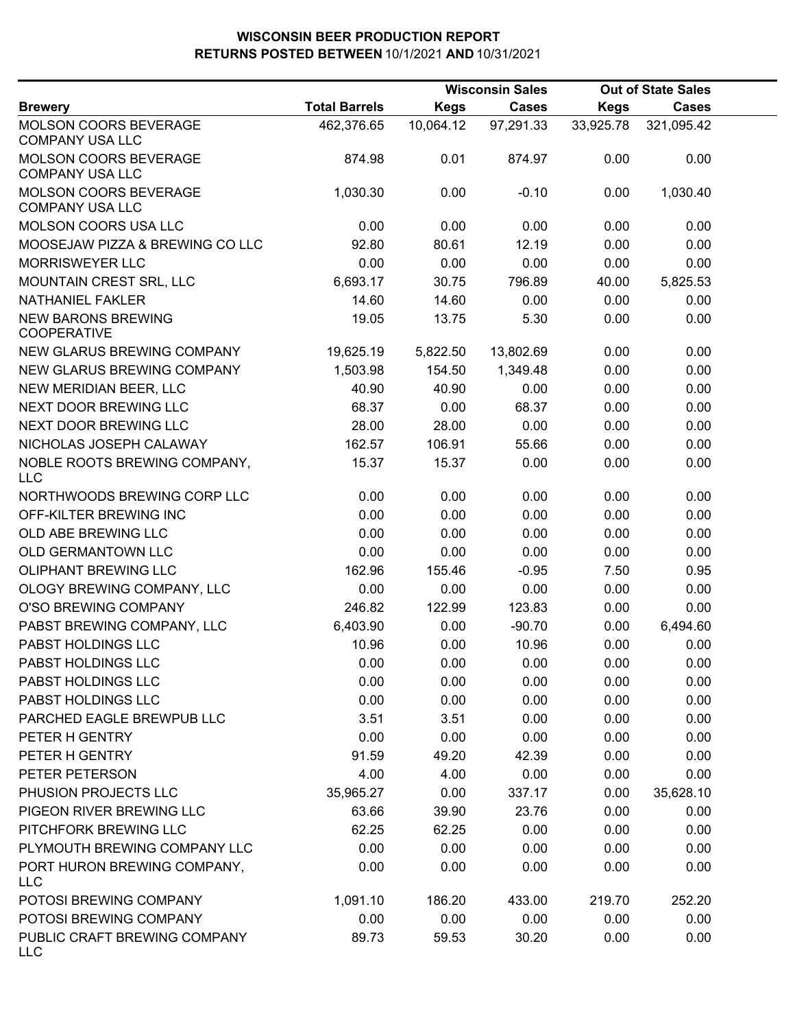# WISCONSIN BEER PRODUCTION REPORT
## RETURNS POSTED BETWEEN 10/1/2021 AND 10/31/2021

| Brewery | Total Barrels | Wisconsin Sales Kegs | Wisconsin Sales Cases | Out of State Sales Kegs | Out of State Sales Cases |
|---|---|---|---|---|---|
| MOLSON COORS BEVERAGE COMPANY USA LLC | 462,376.65 | 10,064.12 | 97,291.33 | 33,925.78 | 321,095.42 |
| MOLSON COORS BEVERAGE COMPANY USA LLC | 874.98 | 0.01 | 874.97 | 0.00 | 0.00 |
| MOLSON COORS BEVERAGE COMPANY USA LLC | 1,030.30 | 0.00 | -0.10 | 0.00 | 1,030.40 |
| MOLSON COORS USA LLC | 0.00 | 0.00 | 0.00 | 0.00 | 0.00 |
| MOOSEJAW PIZZA & BREWING CO LLC | 92.80 | 80.61 | 12.19 | 0.00 | 0.00 |
| MORRISWEYER LLC | 0.00 | 0.00 | 0.00 | 0.00 | 0.00 |
| MOUNTAIN CREST SRL, LLC | 6,693.17 | 30.75 | 796.89 | 40.00 | 5,825.53 |
| NATHANIEL FAKLER | 14.60 | 14.60 | 0.00 | 0.00 | 0.00 |
| NEW BARONS BREWING COOPERATIVE | 19.05 | 13.75 | 5.30 | 0.00 | 0.00 |
| NEW GLARUS BREWING COMPANY | 19,625.19 | 5,822.50 | 13,802.69 | 0.00 | 0.00 |
| NEW GLARUS BREWING COMPANY | 1,503.98 | 154.50 | 1,349.48 | 0.00 | 0.00 |
| NEW MERIDIAN BEER, LLC | 40.90 | 40.90 | 0.00 | 0.00 | 0.00 |
| NEXT DOOR BREWING LLC | 68.37 | 0.00 | 68.37 | 0.00 | 0.00 |
| NEXT DOOR BREWING LLC | 28.00 | 28.00 | 0.00 | 0.00 | 0.00 |
| NICHOLAS JOSEPH CALAWAY | 162.57 | 106.91 | 55.66 | 0.00 | 0.00 |
| NOBLE ROOTS BREWING COMPANY, LLC | 15.37 | 15.37 | 0.00 | 0.00 | 0.00 |
| NORTHWOODS BREWING CORP LLC | 0.00 | 0.00 | 0.00 | 0.00 | 0.00 |
| OFF-KILTER BREWING INC | 0.00 | 0.00 | 0.00 | 0.00 | 0.00 |
| OLD ABE BREWING LLC | 0.00 | 0.00 | 0.00 | 0.00 | 0.00 |
| OLD GERMANTOWN LLC | 0.00 | 0.00 | 0.00 | 0.00 | 0.00 |
| OLIPHANT BREWING LLC | 162.96 | 155.46 | -0.95 | 7.50 | 0.95 |
| OLOGY BREWING COMPANY, LLC | 0.00 | 0.00 | 0.00 | 0.00 | 0.00 |
| O'SO BREWING COMPANY | 246.82 | 122.99 | 123.83 | 0.00 | 0.00 |
| PABST BREWING COMPANY, LLC | 6,403.90 | 0.00 | -90.70 | 0.00 | 6,494.60 |
| PABST HOLDINGS LLC | 10.96 | 0.00 | 10.96 | 0.00 | 0.00 |
| PABST HOLDINGS LLC | 0.00 | 0.00 | 0.00 | 0.00 | 0.00 |
| PABST HOLDINGS LLC | 0.00 | 0.00 | 0.00 | 0.00 | 0.00 |
| PABST HOLDINGS LLC | 0.00 | 0.00 | 0.00 | 0.00 | 0.00 |
| PARCHED EAGLE BREWPUB LLC | 3.51 | 3.51 | 0.00 | 0.00 | 0.00 |
| PETER H GENTRY | 0.00 | 0.00 | 0.00 | 0.00 | 0.00 |
| PETER H GENTRY | 91.59 | 49.20 | 42.39 | 0.00 | 0.00 |
| PETER PETERSON | 4.00 | 4.00 | 0.00 | 0.00 | 0.00 |
| PHUSION PROJECTS LLC | 35,965.27 | 0.00 | 337.17 | 0.00 | 35,628.10 |
| PIGEON RIVER BREWING LLC | 63.66 | 39.90 | 23.76 | 0.00 | 0.00 |
| PITCHFORK BREWING LLC | 62.25 | 62.25 | 0.00 | 0.00 | 0.00 |
| PLYMOUTH BREWING COMPANY LLC | 0.00 | 0.00 | 0.00 | 0.00 | 0.00 |
| PORT HURON BREWING COMPANY, LLC | 0.00 | 0.00 | 0.00 | 0.00 | 0.00 |
| POTOSI BREWING COMPANY | 1,091.10 | 186.20 | 433.00 | 219.70 | 252.20 |
| POTOSI BREWING COMPANY | 0.00 | 0.00 | 0.00 | 0.00 | 0.00 |
| PUBLIC CRAFT BREWING COMPANY LLC | 89.73 | 59.53 | 30.20 | 0.00 | 0.00 |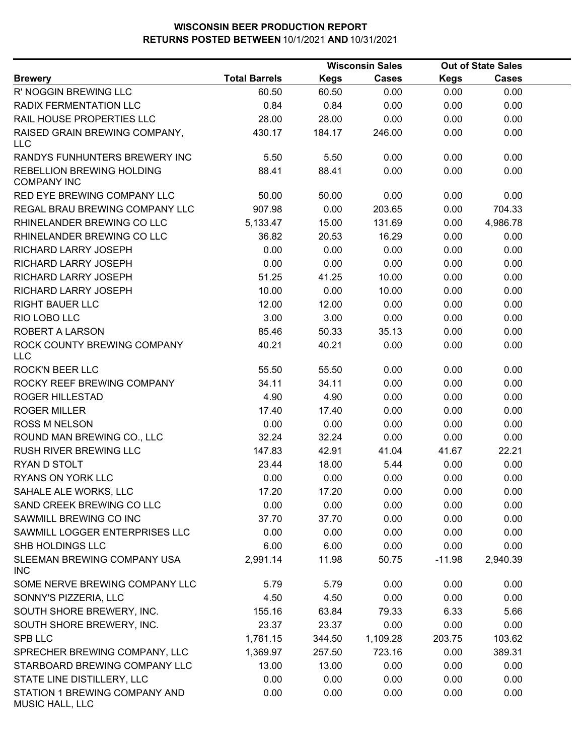# WISCONSIN BEER PRODUCTION REPORT

## RETURNS POSTED BETWEEN 10/1/2021 AND 10/31/2021

| Brewery | Total Barrels | Wisconsin Sales | | Out of State Sales | |
|---|---|---|---|---|---|
| | | Kegs | Cases | Kegs | Cases |
| R' NOGGIN BREWING LLC | 60.50 | 60.50 | 0.00 | 0.00 | 0.00 |
| RADIX FERMENTATION LLC | 0.84 | 0.84 | 0.00 | 0.00 | 0.00 |
| RAIL HOUSE PROPERTIES LLC | 28.00 | 28.00 | 0.00 | 0.00 | 0.00 |
| RAISED GRAIN BREWING COMPANY, LLC | 430.17 | 184.17 | 246.00 | 0.00 | 0.00 |
| RANDYS FUNHUNTERS BREWERY INC | 5.50 | 5.50 | 0.00 | 0.00 | 0.00 |
| REBELLION BREWING HOLDING COMPANY INC | 88.41 | 88.41 | 0.00 | 0.00 | 0.00 |
| RED EYE BREWING COMPANY LLC | 50.00 | 50.00 | 0.00 | 0.00 | 0.00 |
| REGAL BRAU BREWING COMPANY LLC | 907.98 | 0.00 | 203.65 | 0.00 | 704.33 |
| RHINELANDER BREWING CO LLC | 5,133.47 | 15.00 | 131.69 | 0.00 | 4,986.78 |
| RHINELANDER BREWING CO LLC | 36.82 | 20.53 | 16.29 | 0.00 | 0.00 |
| RICHARD LARRY JOSEPH | 0.00 | 0.00 | 0.00 | 0.00 | 0.00 |
| RICHARD LARRY JOSEPH | 0.00 | 0.00 | 0.00 | 0.00 | 0.00 |
| RICHARD LARRY JOSEPH | 51.25 | 41.25 | 10.00 | 0.00 | 0.00 |
| RICHARD LARRY JOSEPH | 10.00 | 0.00 | 10.00 | 0.00 | 0.00 |
| RIGHT BAUER LLC | 12.00 | 12.00 | 0.00 | 0.00 | 0.00 |
| RIO LOBO LLC | 3.00 | 3.00 | 0.00 | 0.00 | 0.00 |
| ROBERT A LARSON | 85.46 | 50.33 | 35.13 | 0.00 | 0.00 |
| ROCK COUNTY BREWING COMPANY LLC | 40.21 | 40.21 | 0.00 | 0.00 | 0.00 |
| ROCK'N BEER LLC | 55.50 | 55.50 | 0.00 | 0.00 | 0.00 |
| ROCKY REEF BREWING COMPANY | 34.11 | 34.11 | 0.00 | 0.00 | 0.00 |
| ROGER HILLESTAD | 4.90 | 4.90 | 0.00 | 0.00 | 0.00 |
| ROGER MILLER | 17.40 | 17.40 | 0.00 | 0.00 | 0.00 |
| ROSS M NELSON | 0.00 | 0.00 | 0.00 | 0.00 | 0.00 |
| ROUND MAN BREWING CO., LLC | 32.24 | 32.24 | 0.00 | 0.00 | 0.00 |
| RUSH RIVER BREWING LLC | 147.83 | 42.91 | 41.04 | 41.67 | 22.21 |
| RYAN D STOLT | 23.44 | 18.00 | 5.44 | 0.00 | 0.00 |
| RYANS ON YORK LLC | 0.00 | 0.00 | 0.00 | 0.00 | 0.00 |
| SAHALE ALE WORKS, LLC | 17.20 | 17.20 | 0.00 | 0.00 | 0.00 |
| SAND CREEK BREWING CO LLC | 0.00 | 0.00 | 0.00 | 0.00 | 0.00 |
| SAWMILL BREWING CO INC | 37.70 | 37.70 | 0.00 | 0.00 | 0.00 |
| SAWMILL LOGGER ENTERPRISES LLC | 0.00 | 0.00 | 0.00 | 0.00 | 0.00 |
| SHB HOLDINGS LLC | 6.00 | 6.00 | 0.00 | 0.00 | 0.00 |
| SLEEMAN BREWING COMPANY USA INC | 2,991.14 | 11.98 | 50.75 | -11.98 | 2,940.39 |
| SOME NERVE BREWING COMPANY LLC | 5.79 | 5.79 | 0.00 | 0.00 | 0.00 |
| SONNY'S PIZZERIA, LLC | 4.50 | 4.50 | 0.00 | 0.00 | 0.00 |
| SOUTH SHORE BREWERY, INC. | 155.16 | 63.84 | 79.33 | 6.33 | 5.66 |
| SOUTH SHORE BREWERY, INC. | 23.37 | 23.37 | 0.00 | 0.00 | 0.00 |
| SPB LLC | 1,761.15 | 344.50 | 1,109.28 | 203.75 | 103.62 |
| SPRECHER BREWING COMPANY, LLC | 1,369.97 | 257.50 | 723.16 | 0.00 | 389.31 |
| STARBOARD BREWING COMPANY LLC | 13.00 | 13.00 | 0.00 | 0.00 | 0.00 |
| STATE LINE DISTILLERY, LLC | 0.00 | 0.00 | 0.00 | 0.00 | 0.00 |
| STATION 1 BREWING COMPANY AND MUSIC HALL, LLC | 0.00 | 0.00 | 0.00 | 0.00 | 0.00 |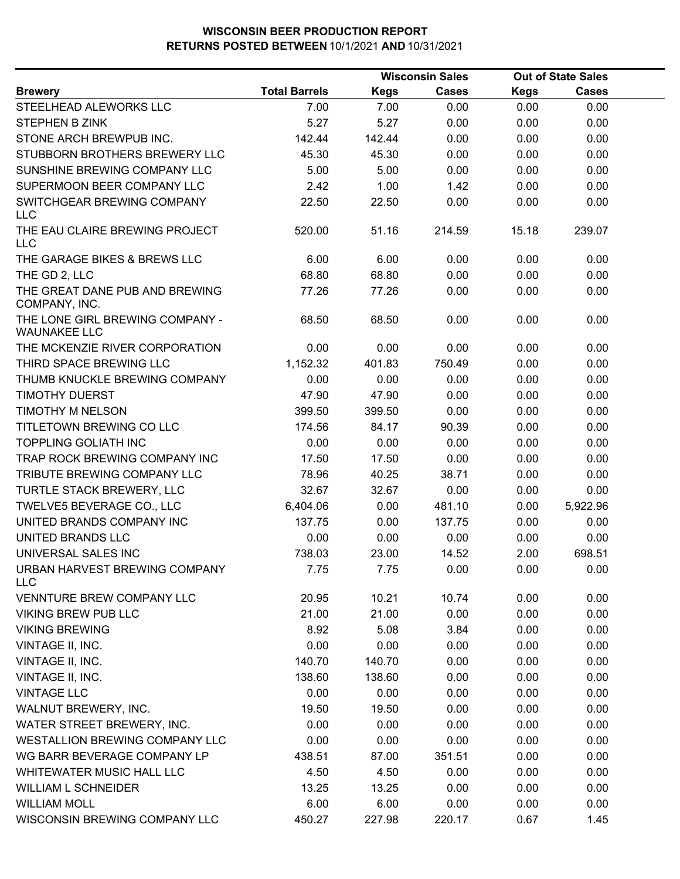# WISCONSIN BEER PRODUCTION REPORT
## RETURNS POSTED BETWEEN 10/1/2021 AND 10/31/2021

| Brewery | Total Barrels | Wisconsin Sales | | Out of State Sales | |
|---|---|---|---|---|---|
| | | Kegs | Cases | Kegs | Cases |
| STEELHEAD ALEWORKS LLC | 7.00 | 7.00 | 0.00 | 0.00 | 0.00 |
| STEPHEN B ZINK | 5.27 | 5.27 | 0.00 | 0.00 | 0.00 |
| STONE ARCH BREWPUB INC. | 142.44 | 142.44 | 0.00 | 0.00 | 0.00 |
| STUBBORN BROTHERS BREWERY LLC | 45.30 | 45.30 | 0.00 | 0.00 | 0.00 |
| SUNSHINE BREWING COMPANY LLC | 5.00 | 5.00 | 0.00 | 0.00 | 0.00 |
| SUPERMOON BEER COMPANY LLC | 2.42 | 1.00 | 1.42 | 0.00 | 0.00 |
| SWITCHGEAR BREWING COMPANY LLC | 22.50 | 22.50 | 0.00 | 0.00 | 0.00 |
| THE EAU CLAIRE BREWING PROJECT LLC | 520.00 | 51.16 | 214.59 | 15.18 | 239.07 |
| THE GARAGE BIKES & BREWS LLC | 6.00 | 6.00 | 0.00 | 0.00 | 0.00 |
| THE GD 2, LLC | 68.80 | 68.80 | 0.00 | 0.00 | 0.00 |
| THE GREAT DANE PUB AND BREWING COMPANY, INC. | 77.26 | 77.26 | 0.00 | 0.00 | 0.00 |
| THE LONE GIRL BREWING COMPANY - WAUNAKEE LLC | 68.50 | 68.50 | 0.00 | 0.00 | 0.00 |
| THE MCKENZIE RIVER CORPORATION | 0.00 | 0.00 | 0.00 | 0.00 | 0.00 |
| THIRD SPACE BREWING LLC | 1,152.32 | 401.83 | 750.49 | 0.00 | 0.00 |
| THUMB KNUCKLE BREWING COMPANY | 0.00 | 0.00 | 0.00 | 0.00 | 0.00 |
| TIMOTHY DUERST | 47.90 | 47.90 | 0.00 | 0.00 | 0.00 |
| TIMOTHY M NELSON | 399.50 | 399.50 | 0.00 | 0.00 | 0.00 |
| TITLETOWN BREWING CO LLC | 174.56 | 84.17 | 90.39 | 0.00 | 0.00 |
| TOPPLING GOLIATH INC | 0.00 | 0.00 | 0.00 | 0.00 | 0.00 |
| TRAP ROCK BREWING COMPANY INC | 17.50 | 17.50 | 0.00 | 0.00 | 0.00 |
| TRIBUTE BREWING COMPANY LLC | 78.96 | 40.25 | 38.71 | 0.00 | 0.00 |
| TURTLE STACK BREWERY, LLC | 32.67 | 32.67 | 0.00 | 0.00 | 0.00 |
| TWELVE5 BEVERAGE CO., LLC | 6,404.06 | 0.00 | 481.10 | 0.00 | 5,922.96 |
| UNITED BRANDS COMPANY INC | 137.75 | 0.00 | 137.75 | 0.00 | 0.00 |
| UNITED BRANDS LLC | 0.00 | 0.00 | 0.00 | 0.00 | 0.00 |
| UNIVERSAL SALES INC | 738.03 | 23.00 | 14.52 | 2.00 | 698.51 |
| URBAN HARVEST BREWING COMPANY LLC | 7.75 | 7.75 | 0.00 | 0.00 | 0.00 |
| VENNTURE BREW COMPANY LLC | 20.95 | 10.21 | 10.74 | 0.00 | 0.00 |
| VIKING BREW PUB LLC | 21.00 | 21.00 | 0.00 | 0.00 | 0.00 |
| VIKING BREWING | 8.92 | 5.08 | 3.84 | 0.00 | 0.00 |
| VINTAGE II, INC. | 0.00 | 0.00 | 0.00 | 0.00 | 0.00 |
| VINTAGE II, INC. | 140.70 | 140.70 | 0.00 | 0.00 | 0.00 |
| VINTAGE II, INC. | 138.60 | 138.60 | 0.00 | 0.00 | 0.00 |
| VINTAGE LLC | 0.00 | 0.00 | 0.00 | 0.00 | 0.00 |
| WALNUT BREWERY, INC. | 19.50 | 19.50 | 0.00 | 0.00 | 0.00 |
| WATER STREET BREWERY, INC. | 0.00 | 0.00 | 0.00 | 0.00 | 0.00 |
| WESTALLION BREWING COMPANY LLC | 0.00 | 0.00 | 0.00 | 0.00 | 0.00 |
| WG BARR BEVERAGE COMPANY LP | 438.51 | 87.00 | 351.51 | 0.00 | 0.00 |
| WHITEWATER MUSIC HALL LLC | 4.50 | 4.50 | 0.00 | 0.00 | 0.00 |
| WILLIAM L SCHNEIDER | 13.25 | 13.25 | 0.00 | 0.00 | 0.00 |
| WILLIAM MOLL | 6.00 | 6.00 | 0.00 | 0.00 | 0.00 |
| WISCONSIN BREWING COMPANY LLC | 450.27 | 227.98 | 220.17 | 0.67 | 1.45 |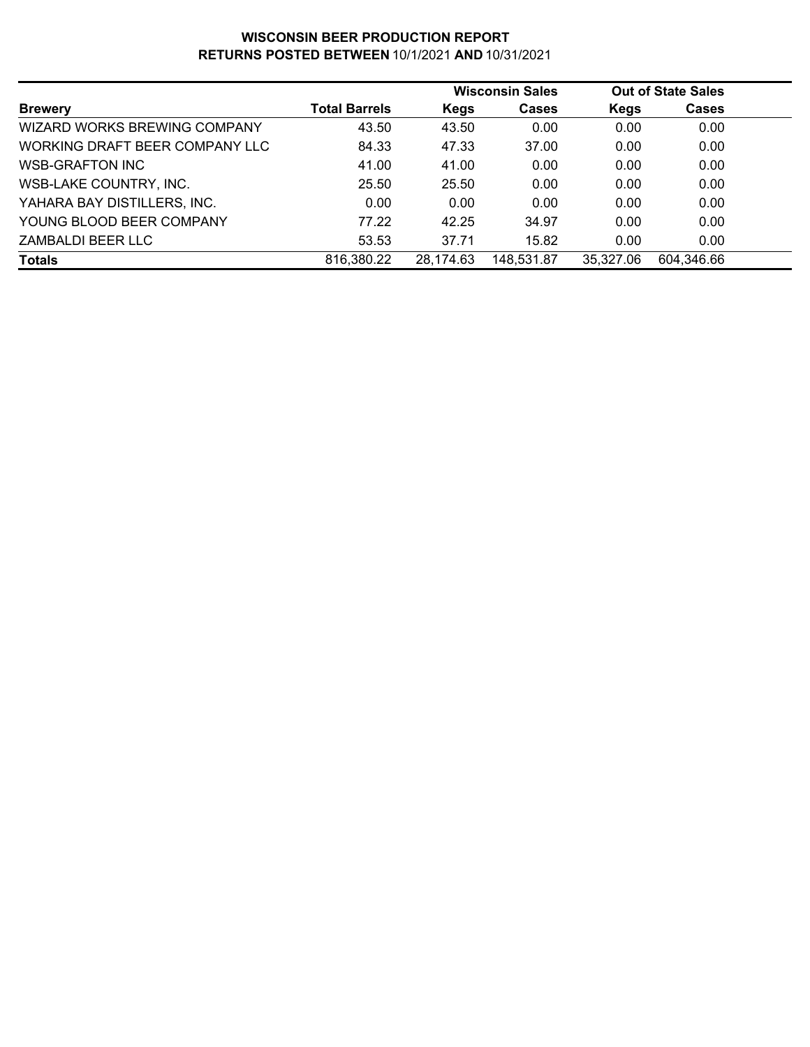**WISCONSIN BEER PRODUCTION REPORT**
**RETURNS POSTED BETWEEN** 10/1/2021 **AND** 10/31/2021

| | | Wisconsin Sales | | Out of State Sales | |
|---|---|---|---|---|---|
| **Brewery** | **Total Barrels** | **Kegs** | **Cases** | **Kegs** | **Cases** |
| WIZARD WORKS BREWING COMPANY | 43.50 | 43.50 | 0.00 | 0.00 | 0.00 |
| WORKING DRAFT BEER COMPANY LLC | 84.33 | 47.33 | 37.00 | 0.00 | 0.00 |
| WSB-GRAFTON INC | 41.00 | 41.00 | 0.00 | 0.00 | 0.00 |
| WSB-LAKE COUNTRY, INC. | 25.50 | 25.50 | 0.00 | 0.00 | 0.00 |
| YAHARA BAY DISTILLERS, INC. | 0.00 | 0.00 | 0.00 | 0.00 | 0.00 |
| YOUNG BLOOD BEER COMPANY | 77.22 | 42.25 | 34.97 | 0.00 | 0.00 |
| ZAMBALDI BEER LLC | 53.53 | 37.71 | 15.82 | 0.00 | 0.00 |
| **Totals** | 816,380.22 | 28,174.63 | 148,531.87 | 35,327.06 | 604,346.66 |